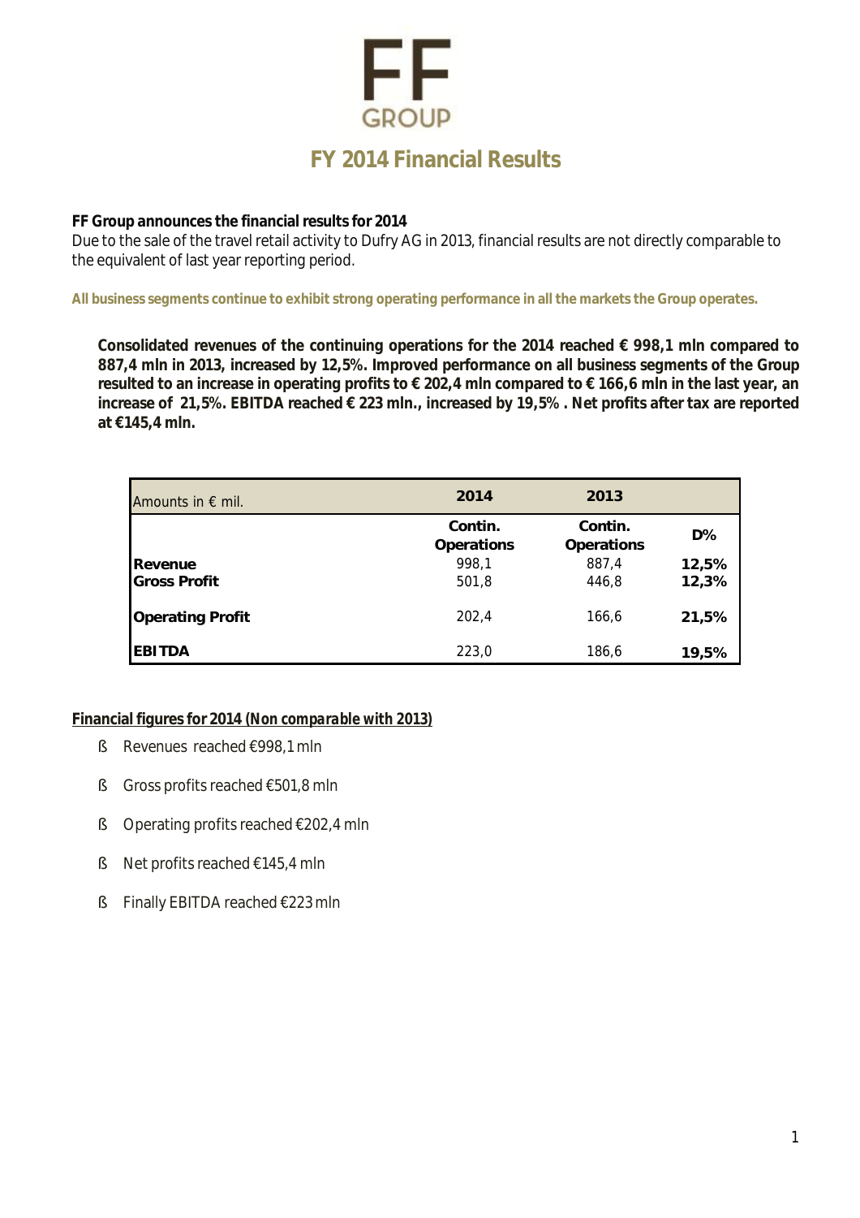# FF GROUP

## FY 2014 Financial Results

**FF Group announces the financial results for 2014**
Due to the sale of the travel retail activity to Dufry AG in 2013, financial results are not directly comparable to the equivalent of last year reporting period.

**All business segments continue to exhibit strong operating performance in all the markets the Group operates.**

**Consolidated revenues of the continuing operations for the 2014 reached € 998,1 mln compared to 887,4 mln in 2013, increased by 12,5%. Improved performance on all business segments of the Group resulted to an increase in operating profits to € 202,4 mln compared to € 166,6 mln in the last year, an increase of 21,5%. EBITDA reached € 223 mln., increased by 19,5% . Net profits after tax are reported at €145,4 mln.**

| Amounts in € mil. | 2014 | 2013 | |
|---|---|---|---|
| | **Contin. Operations** | **Contin. Operations** | **D%** |
| **Revenue** | 998,1 | 887,4 | **12,5%** |
| **Gross Profit** | 501,8 | 446,8 | **12,3%** |
| **Operating Profit** | 202,4 | 166,6 | **21,5%** |
| **EBITDA** | 223,0 | 186,6 | **19,5%** |

***Financial figures for 2014 (Non comparable with 2013)***

- Revenues reached €998,1 mln
- Gross profits reached €501,8 mln
- Operating profits reached €202,4 mln
- Net profits reached €145,4 mln
- Finally EBITDA reached €223 mln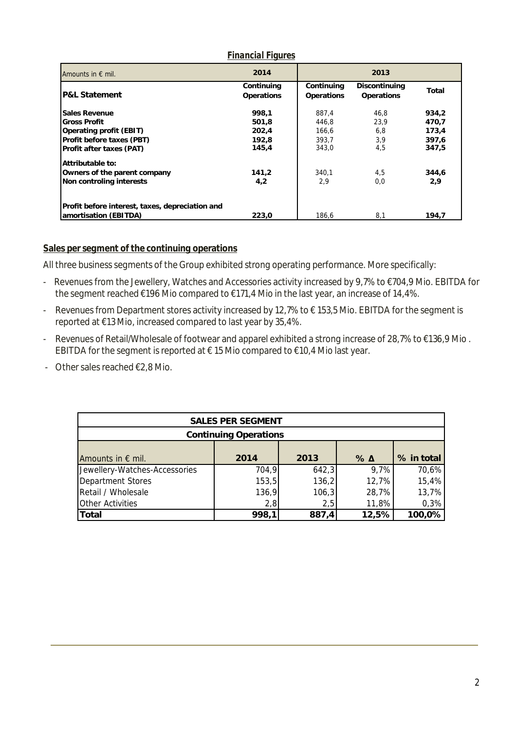### *Financial Figures*

| Amounts in € mil. | 2014 | 2013 | | |
|---|---|---|---|---|
| **P&L Statement** | **Continuing Operations** | **Continuing Operations** | **Discontinuing Operations** | **Total** |
| **Sales Revenue** | **998,1** | 887,4 | 46,8 | **934,2** |
| **Gross Profit** | **501,8** | 446,8 | 23,9 | **470,7** |
| **Operating profit (EBIT)** | **202,4** | 166,6 | 6,8 | **173,4** |
| **Profit before taxes (PBT)** | **192,8** | 393,7 | 3,9 | **397,6** |
| **Profit after taxes (PAT)** | **145,4** | 343,0 | 4,5 | **347,5** |
| **Attributable to:** | | | | |
| **Owners of the parent company** | **141,2** | 340,1 | 4,5 | **344,6** |
| **Non controling interests** | **4,2** | 2,9 | 0,0 | **2,9** |
| **Profit before interest, taxes, depreciation and amortisation (EBITDA)** | **223,0** | 186,6 | 8,1 | **194,7** |

**Sales per segment of the continuing operations**

All three business segments of the Group exhibited strong operating performance. More specifically:

- Revenues from the Jewellery, Watches and Accessories activity increased by 9,7% to €704,9 Mio. EBITDA for the segment reached €196 Mio compared to €171,4 Mio in the last year, an increase of 14,4%.
- Revenues from Department stores activity increased by 12,7% to € 153,5 Mio. EBITDA for the segment is reported at €13 Mio, increased compared to last year by 35,4%.
- Revenues of Retail/Wholesale of footwear and apparel exhibited a strong increase of 28,7% to €136,9 Mio . EBITDA for the segment is reported at € 15 Mio compared to €10,4 Mio last year.
- Other sales reached €2,8 Mio.

| SALES PER SEGMENT | | | | |
|---|---|---|---|---|
| **Continuing Operations** | | | | |
| Amounts in € mil. | **2014** | **2013** | **% Δ** | **% in total** |
| Jewellery-Watches-Accessories | 704,9 | 642,3 | 9,7% | 70,6% |
| Department Stores | 153,5 | 136,2 | 12,7% | 15,4% |
| Retail / Wholesale | 136,9 | 106,3 | 28,7% | 13,7% |
| Other Activities | 2,8 | 2,5 | 11,8% | 0,3% |
| **Total** | **998,1** | **887,4** | **12,5%** | **100,0%** |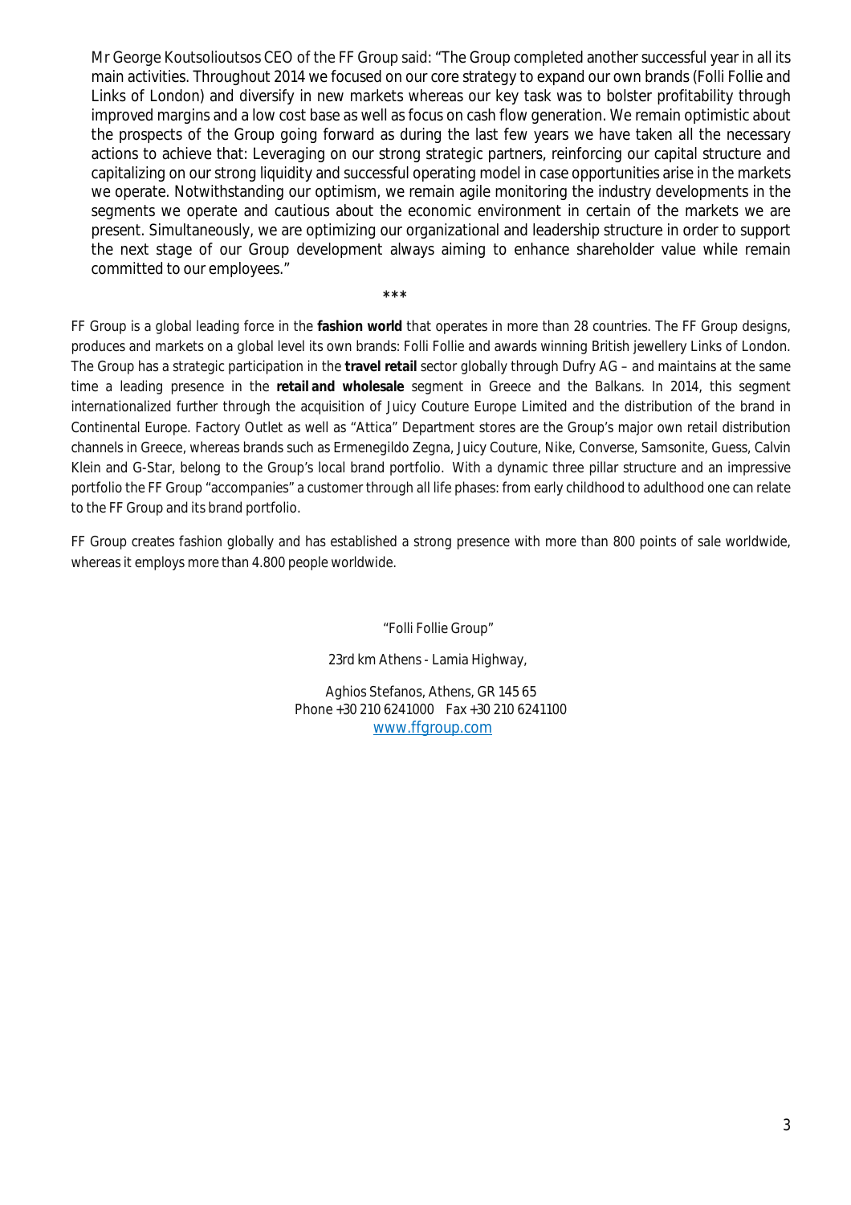Mr George Koutsolioutsos CEO of the FF Group said: "The Group completed another successful year in all its main activities. Throughout 2014 we focused on our core strategy to expand our own brands (Folli Follie and Links of London) and diversify in new markets whereas our key task was to bolster profitability through improved margins and a low cost base as well as focus on cash flow generation. We remain optimistic about the prospects of the Group going forward as during the last few years we have taken all the necessary actions to achieve that: Leveraging on our strong strategic partners, reinforcing our capital structure and capitalizing on our strong liquidity and successful operating model in case opportunities arise in the markets we operate. Notwithstanding our optimism, we remain agile monitoring the industry developments in the segments we operate and cautious about the economic environment in certain of the markets we are present. Simultaneously, we are optimizing our organizational and leadership structure in order to support the next stage of our Group development always aiming to enhance shareholder value while remain committed to our employees."

***

FF Group is a global leading force in the **fashion world** that operates in more than 28 countries. The FF Group designs, produces and markets on a global level its own brands: Folli Follie and awards winning British jewellery Links of London. The Group has a strategic participation in the **travel retail** sector globally through Dufry AG – and maintains at the same time a leading presence in the **retail and wholesale** segment in Greece and the Balkans. In 2014, this segment internationalized further through the acquisition of Juicy Couture Europe Limited and the distribution of the brand in Continental Europe. Factory Outlet as well as "Attica" Department stores are the Group's major own retail distribution channels in Greece, whereas brands such as Ermenegildo Zegna, Juicy Couture, Nike, Converse, Samsonite, Guess, Calvin Klein and G-Star, belong to the Group's local brand portfolio. With a dynamic three pillar structure and an impressive portfolio the FF Group "accompanies" a customer through all life phases: from early childhood to adulthood one can relate to the FF Group and its brand portfolio.

FF Group creates fashion globally and has established a strong presence with more than 800 points of sale worldwide, whereas it employs more than 4.800 people worldwide.

"Folli Follie Group"

23rd km Athens - Lamia Highway,

Aghios Stefanos, Athens, GR 145 65
Phone +30 210 6241000 Fax +30 210 6241100
www.ffgroup.com